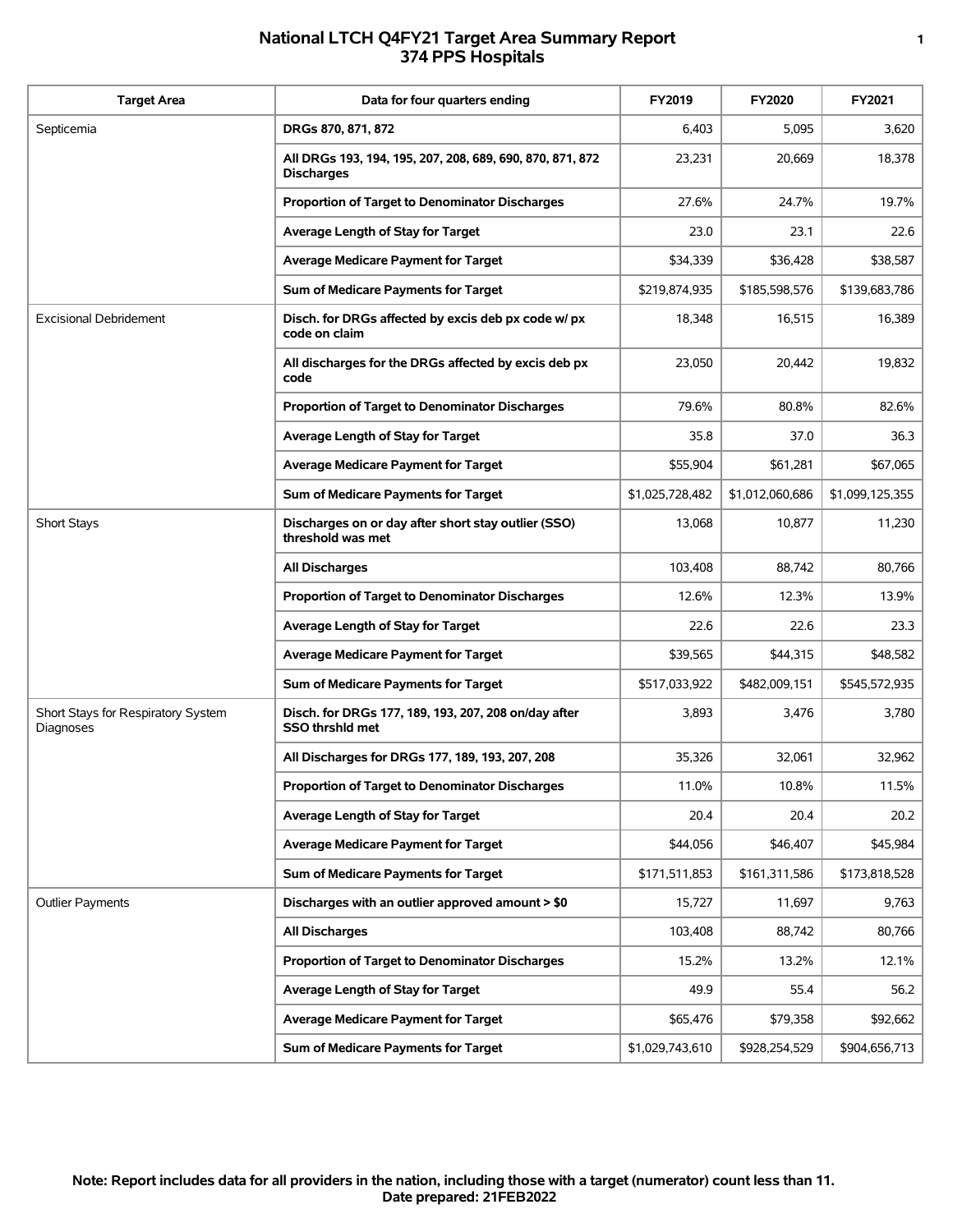# National LTCH Q4FY21 Target Area Summary Report
## 374 PPS Hospitals

| Target Area | Data for four quarters ending | FY2019 | FY2020 | FY2021 |
|---|---|---|---|---|
| Septicemia | **DRGs 870, 871, 872** | 6,403 | 5,095 | 3,620 |
| | **All DRGs 193, 194, 195, 207, 208, 689, 690, 870, 871, 872 Discharges** | 23,231 | 20,669 | 18,378 |
| | **Proportion of Target to Denominator Discharges** | 27.6% | 24.7% | 19.7% |
| | **Average Length of Stay for Target** | 23.0 | 23.1 | 22.6 |
| | **Average Medicare Payment for Target** | $34,339 | $36,428 | $38,587 |
| | **Sum of Medicare Payments for Target** | $219,874,935 | $185,598,576 | $139,683,786 |
| Excisional Debridement | **Disch. for DRGs affected by excis deb px code w/ px code on claim** | 18,348 | 16,515 | 16,389 |
| | **All discharges for the DRGs affected by excis deb px code** | 23,050 | 20,442 | 19,832 |
| | **Proportion of Target to Denominator Discharges** | 79.6% | 80.8% | 82.6% |
| | **Average Length of Stay for Target** | 35.8 | 37.0 | 36.3 |
| | **Average Medicare Payment for Target** | $55,904 | $61,281 | $67,065 |
| | **Sum of Medicare Payments for Target** | $1,025,728,482 | $1,012,060,686 | $1,099,125,355 |
| Short Stays | **Discharges on or day after short stay outlier (SSO) threshold was met** | 13,068 | 10,877 | 11,230 |
| | **All Discharges** | 103,408 | 88,742 | 80,766 |
| | **Proportion of Target to Denominator Discharges** | 12.6% | 12.3% | 13.9% |
| | **Average Length of Stay for Target** | 22.6 | 22.6 | 23.3 |
| | **Average Medicare Payment for Target** | $39,565 | $44,315 | $48,582 |
| | **Sum of Medicare Payments for Target** | $517,033,922 | $482,009,151 | $545,572,935 |
| Short Stays for Respiratory System Diagnoses | **Disch. for DRGs 177, 189, 193, 207, 208 on/day after SSO thrshld met** | 3,893 | 3,476 | 3,780 |
| | **All Discharges for DRGs 177, 189, 193, 207, 208** | 35,326 | 32,061 | 32,962 |
| | **Proportion of Target to Denominator Discharges** | 11.0% | 10.8% | 11.5% |
| | **Average Length of Stay for Target** | 20.4 | 20.4 | 20.2 |
| | **Average Medicare Payment for Target** | $44,056 | $46,407 | $45,984 |
| | **Sum of Medicare Payments for Target** | $171,511,853 | $161,311,586 | $173,818,528 |
| Outlier Payments | **Discharges with an outlier approved amount > $0** | 15,727 | 11,697 | 9,763 |
| | **All Discharges** | 103,408 | 88,742 | 80,766 |
| | **Proportion of Target to Denominator Discharges** | 15.2% | 13.2% | 12.1% |
| | **Average Length of Stay for Target** | 49.9 | 55.4 | 56.2 |
| | **Average Medicare Payment for Target** | $65,476 | $79,358 | $92,662 |
| | **Sum of Medicare Payments for Target** | $1,029,743,610 | $928,254,529 | $904,656,713 |

**Note: Report includes data for all providers in the nation, including those with a target (numerator) count less than 11.**
**Date prepared: 21FEB2022**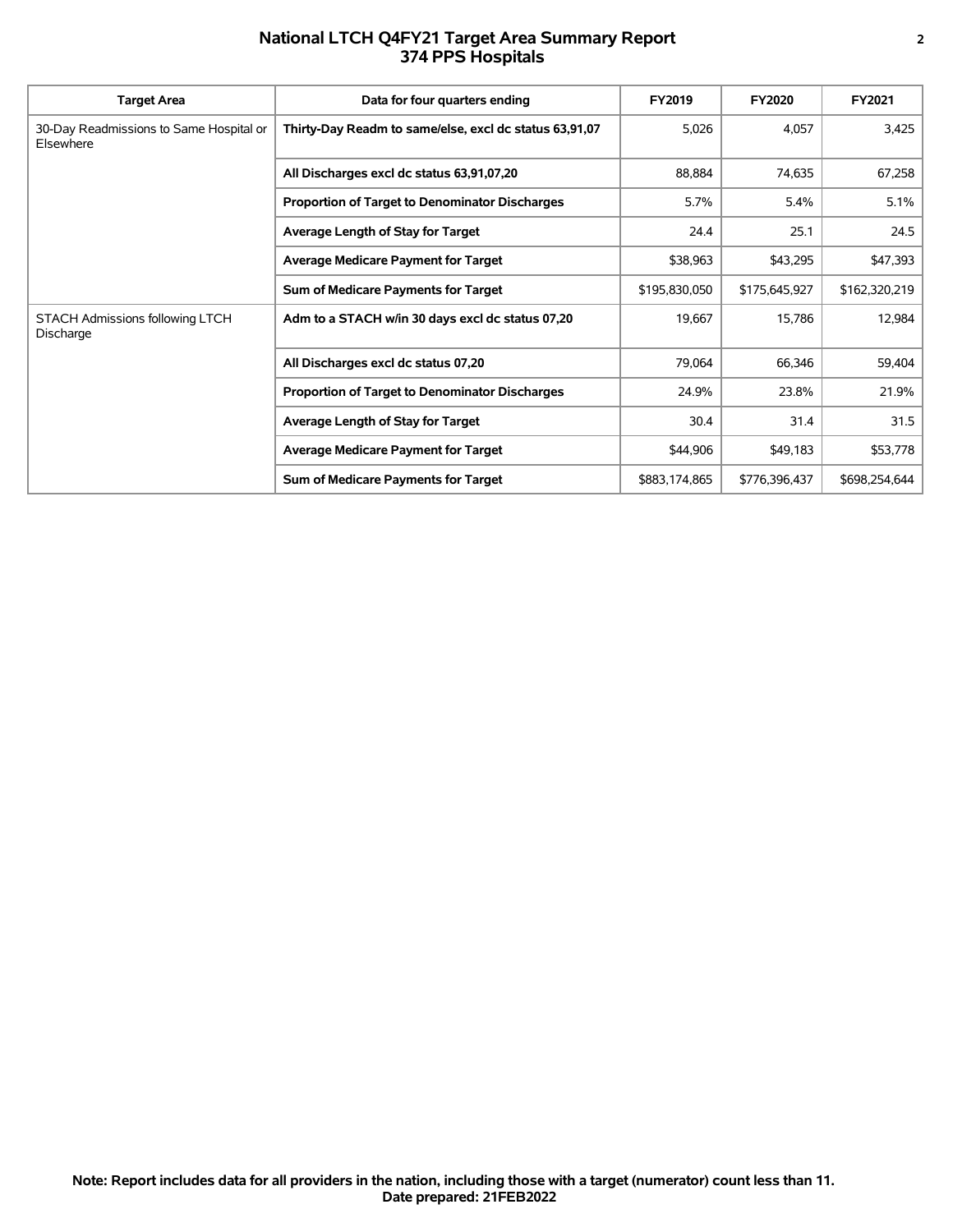# National LTCH Q4FY21 Target Area Summary Report
## 374 PPS Hospitals

| Target Area | Data for four quarters ending | FY2019 | FY2020 | FY2021 |
|---|---|---|---|---|
| 30-Day Readmissions to Same Hospital or Elsewhere | **Thirty-Day Readm to same/else, excl dc status 63,91,07** | 5,026 | 4,057 | 3,425 |
| | **All Discharges excl dc status 63,91,07,20** | 88,884 | 74,635 | 67,258 |
| | **Proportion of Target to Denominator Discharges** | 5.7% | 5.4% | 5.1% |
| | **Average Length of Stay for Target** | 24.4 | 25.1 | 24.5 |
| | **Average Medicare Payment for Target** | $38,963 | $43,295 | $47,393 |
| | **Sum of Medicare Payments for Target** | $195,830,050 | $175,645,927 | $162,320,219 |
| STACH Admissions following LTCH Discharge | **Adm to a STACH w/in 30 days excl dc status 07,20** | 19,667 | 15,786 | 12,984 |
| | **All Discharges excl dc status 07,20** | 79,064 | 66,346 | 59,404 |
| | **Proportion of Target to Denominator Discharges** | 24.9% | 23.8% | 21.9% |
| | **Average Length of Stay for Target** | 30.4 | 31.4 | 31.5 |
| | **Average Medicare Payment for Target** | $44,906 | $49,183 | $53,778 |
| | **Sum of Medicare Payments for Target** | $883,174,865 | $776,396,437 | $698,254,644 |

**Note: Report includes data for all providers in the nation, including those with a target (numerator) count less than 11.**
**Date prepared: 21FEB2022**